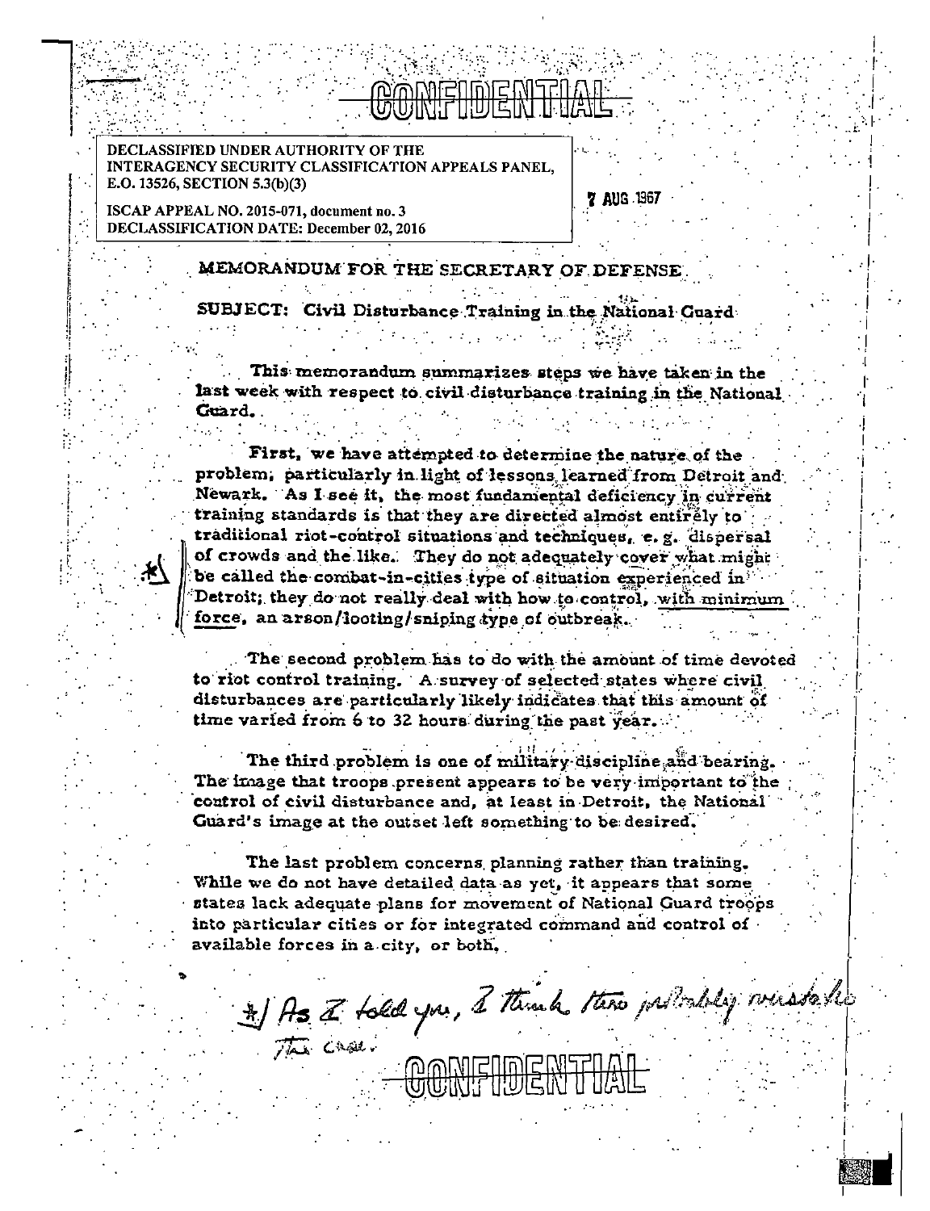CONFIDENTIAL

DECLASSIFIED UNDER AUTHORITY OF THE INTERAGENCY SECURITY CLASSIFICATION APPEALS PANEL, E.O. 13526, SECTION 5.3(b)(3)

ISCAP APPEAL NO. 2015-071, document no. 3
DECLASSIFICATION DATE: December 02, 2016

7 AUG 1967

MEMORANDUM FOR THE SECRETARY OF DEFENSE

SUBJECT: Civil Disturbance Training in the National Guard

This memorandum summarizes steps we have taken in the last week with respect to civil disturbance training in the National Guard.

First, we have attempted to determine the nature of the problem, particularly in light of lessons learned from Detroit and Newark. As I see it, the most fundamental deficiency in current training standards is that they are directed almost entirely to traditional riot-control situations and techniques, e.g. dispersal of crowds and the like. *They do not adequately cover what might be called the combat-in-cities type of situation experienced in Detroit; they do not really deal with how to control, with minimum force, an arson/looting/sniping type of outbreak.

The second problem has to do with the amount of time devoted to riot control training. A survey of selected states where civil disturbances are particularly likely indicates that this amount of time varied from 6 to 32 hours during the past year.

The third problem is one of military discipline and bearing. The image that troops present appears to be very important to the control of civil disturbance and, at least in Detroit, the National Guard's image at the outset left something to be desired.

The last problem concerns planning rather than training. While we do not have detailed data as yet, it appears that some states lack adequate plans for movement of National Guard troops into particular cities or for integrated command and control of available forces in a city, or both.

*/ As I told you, I think this probably misstates the case.

CONFIDENTIAL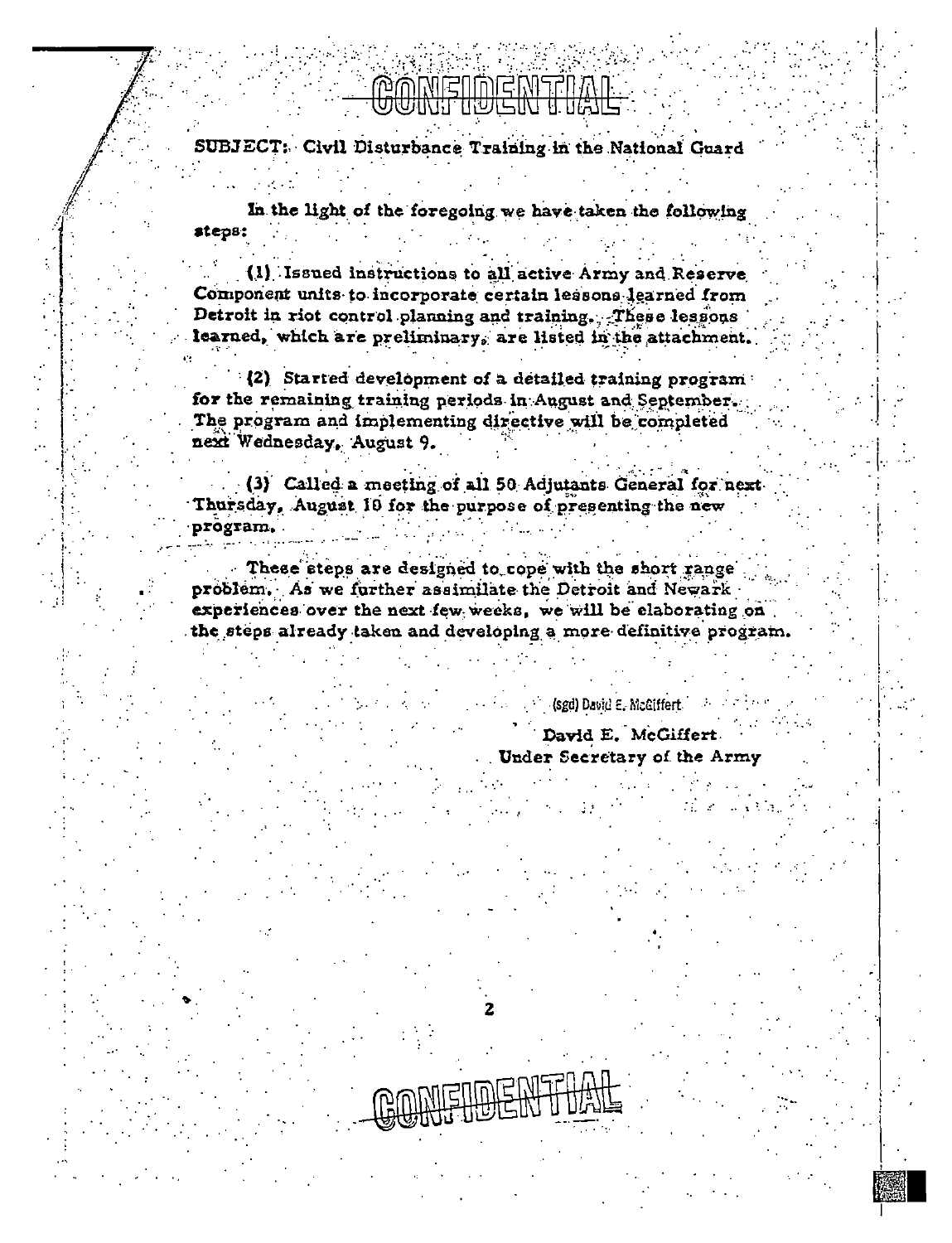CONFIDENTIAL

SUBJECT: Civil Disturbance Training in the National Guard

In the light of the foregoing we have taken the following steps:

(1) Issued instructions to all active Army and Reserve Component units to incorporate certain lessons learned from Detroit in riot control planning and training. These lessons learned, which are preliminary, are listed in the attachment.

(2) Started development of a detailed training program for the remaining training periods in August and September. The program and implementing directive will be completed next Wednesday, August 9.

(3) Called a meeting of all 50 Adjutants General for next Thursday, August 10 for the purpose of presenting the new program.

These steps are designed to cope with the short range problem. As we further assimilate the Detroit and Newark experiences over the next few weeks, we will be elaborating on the steps already taken and developing a more definitive program.

(sgd) David E. McGiffert

David E. McGiffert
Under Secretary of the Army

CONFIDENTIAL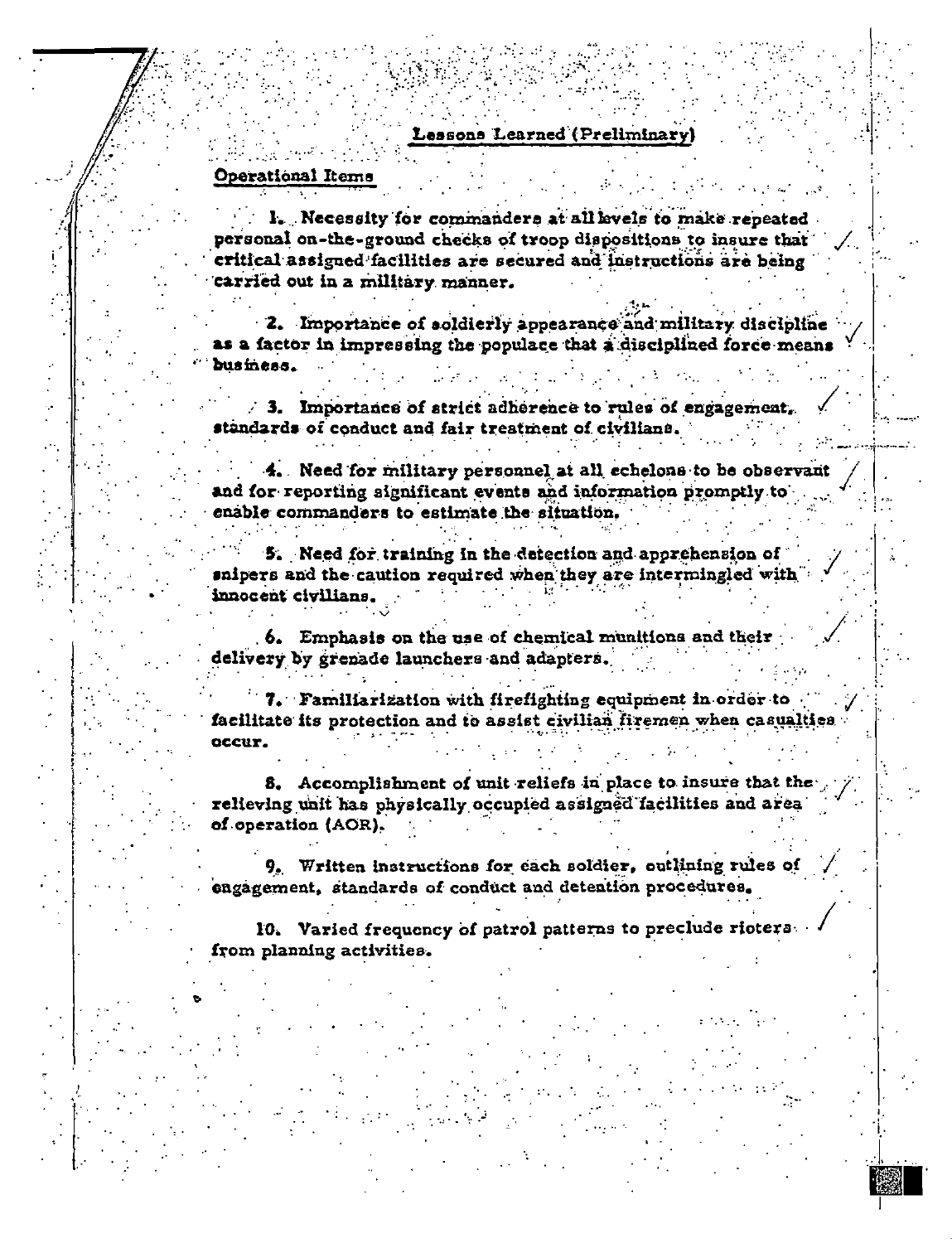## Lessons Learned (Preliminary)

### Operational Items

1. Necessity for commanders at all levels to make repeated personal on-the-ground checks of troop dispositions to insure that critical assigned facilities are secured and instructions are being carried out in a military manner.

2. Importance of soldierly appearance and military discipline as a factor in impressing the populace that a disciplined force means business.

3. Importance of strict adherence to rules of engagement, standards of conduct and fair treatment of civilians.

4. Need for military personnel at all echelons to be observant and for reporting significant events and information promptly to enable commanders to estimate the situation.

5. Need for training in the detection and apprehension of snipers and the caution required when they are intermingled with innocent civilians.

6. Emphasis on the use of chemical munitions and their delivery by grenade launchers and adapters.

7. Familiarization with firefighting equipment in order to facilitate its protection and to assist civilian firemen when casualties occur.

8. Accomplishment of unit reliefs in place to insure that the relieving unit has physically occupied assigned facilities and area of operation (AOR).

9. Written instructions for each soldier, outlining rules of engagement, standards of conduct and detention procedures.

10. Varied frequency of patrol patterns to preclude rioters from planning activities.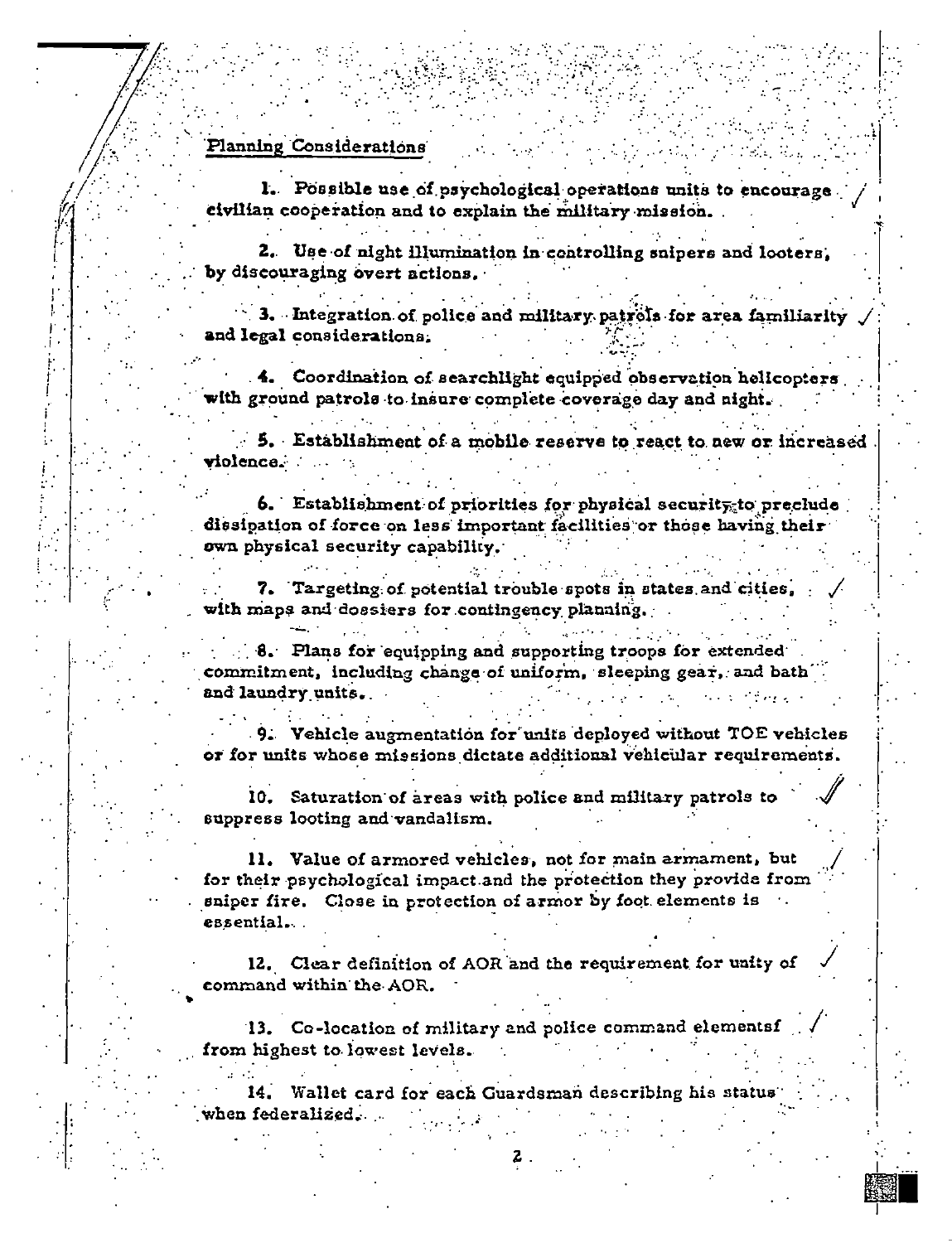Planning Considerations

1. Possible use of psychological operations units to encourage civilian cooperation and to explain the military mission.

2. Use of night illumination in controlling snipers and looters, by discouraging overt actions.

3. Integration of police and military patrols for area familiarity and legal considerations.

4. Coordination of searchlight equipped observation helicopters with ground patrols to insure complete coverage day and night.

5. Establishment of a mobile reserve to react to new or increased violence.

6. Establishment of priorities for physical security to preclude dissipation of force on less important facilities or those having their own physical security capability.

7. Targeting of potential trouble spots in states and cities, with maps and dossiers for contingency planning.

8. Plans for equipping and supporting troops for extended commitment, including change of uniform, sleeping gear, and bath and laundry units.

9. Vehicle augmentation for units deployed without TOE vehicles or for units whose missions dictate additional vehicular requirements.

10. Saturation of areas with police and military patrols to suppress looting and vandalism.

11. Value of armored vehicles, not for main armament, but for their psychological impact and the protection they provide from sniper fire. Close in protection of armor by foot elements is essential.

12. Clear definition of AOR and the requirement for unity of command within the AOR.

13. Co-location of military and police command elementsf from highest to lowest levels.

14. Wallet card for each Guardsman describing his status when federalized.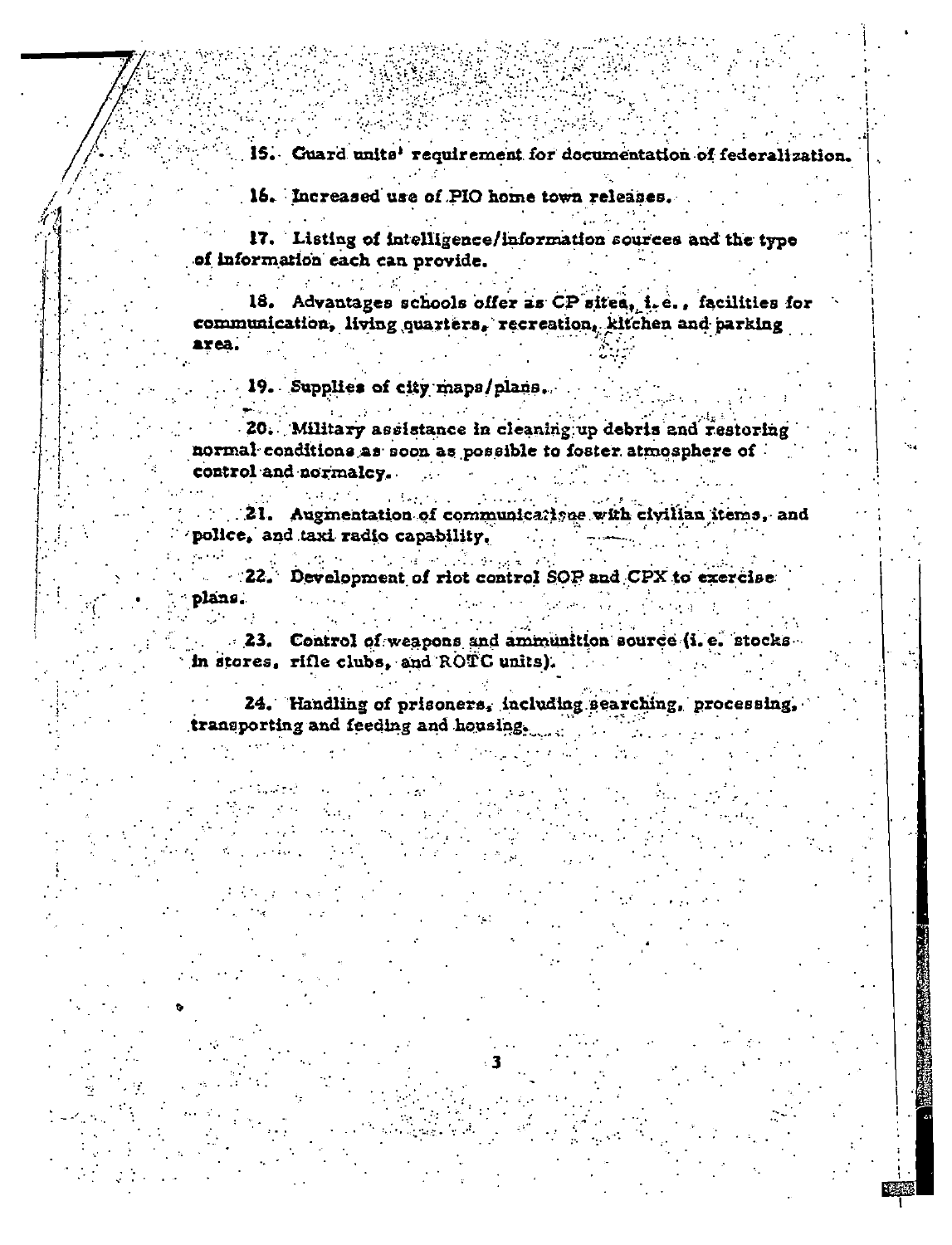15. Guard units' requirement for documentation of federalization.

16. Increased use of PIO home town releases.

17. Listing of intelligence/information sources and the type of information each can provide.

18. Advantages schools offer as CP sites, i.e., facilities for communication, living quarters, recreation, kitchen and parking area.

19. Supplies of city maps/plans.

20. Military assistance in cleaning up debris and restoring normal conditions as soon as possible to foster atmosphere of control and normalcy.

21. Augmentation of communications with civilian items, and police, and taxi radio capability.

22. Development of riot control SOP and CPX to exercise plans.

23. Control of weapons and ammunition source (i.e. stocks in stores, rifle clubs, and ROTC units).

24. Handling of prisoners, including searching, processing, transporting and feeding and housing.